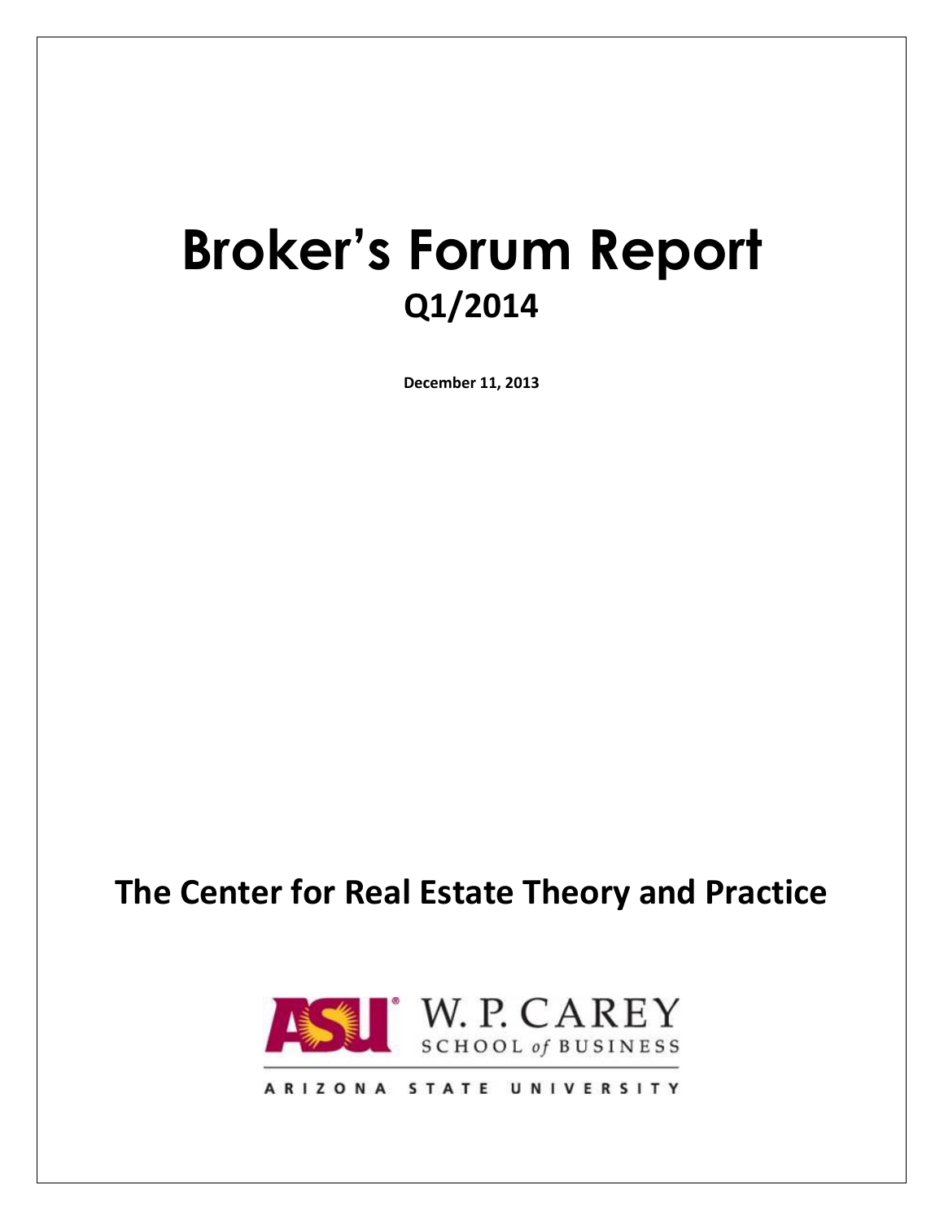# Broker's Forum Report
## Q1/2014

**December 11, 2013**

## The Center for Real Estate Theory and Practice

ASU W. P. CAREY SCHOOL of BUSINESS

ARIZONA STATE UNIVERSITY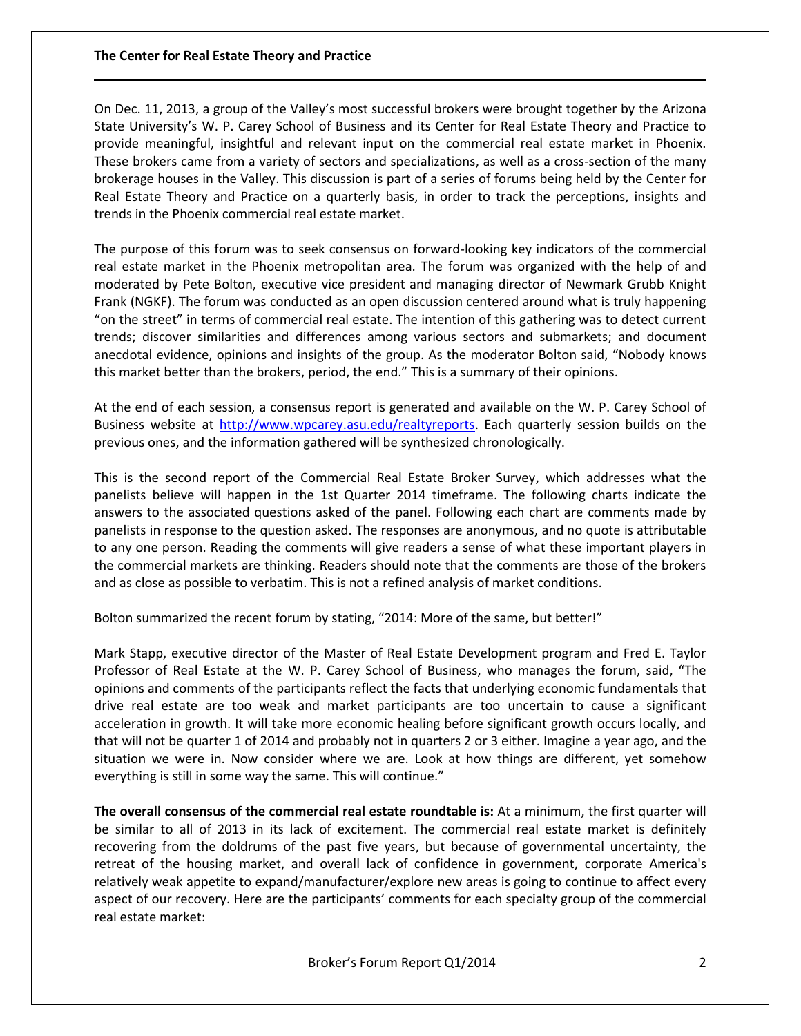On Dec. 11, 2013, a group of the Valley's most successful brokers were brought together by the Arizona State University's W. P. Carey School of Business and its Center for Real Estate Theory and Practice to provide meaningful, insightful and relevant input on the commercial real estate market in Phoenix. These brokers came from a variety of sectors and specializations, as well as a cross-section of the many brokerage houses in the Valley. This discussion is part of a series of forums being held by the Center for Real Estate Theory and Practice on a quarterly basis, in order to track the perceptions, insights and trends in the Phoenix commercial real estate market.

The purpose of this forum was to seek consensus on forward-looking key indicators of the commercial real estate market in the Phoenix metropolitan area. The forum was organized with the help of and moderated by Pete Bolton, executive vice president and managing director of Newmark Grubb Knight Frank (NGKF). The forum was conducted as an open discussion centered around what is truly happening "on the street" in terms of commercial real estate. The intention of this gathering was to detect current trends; discover similarities and differences among various sectors and submarkets; and document anecdotal evidence, opinions and insights of the group. As the moderator Bolton said, "Nobody knows this market better than the brokers, period, the end." This is a summary of their opinions.

At the end of each session, a consensus report is generated and available on the W. P. Carey School of Business website at http://www.wpcarey.asu.edu/realtyreports. Each quarterly session builds on the previous ones, and the information gathered will be synthesized chronologically.

This is the second report of the Commercial Real Estate Broker Survey, which addresses what the panelists believe will happen in the 1st Quarter 2014 timeframe. The following charts indicate the answers to the associated questions asked of the panel. Following each chart are comments made by panelists in response to the question asked. The responses are anonymous, and no quote is attributable to any one person. Reading the comments will give readers a sense of what these important players in the commercial markets are thinking. Readers should note that the comments are those of the brokers and as close as possible to verbatim. This is not a refined analysis of market conditions.

Bolton summarized the recent forum by stating, "2014: More of the same, but better!"

Mark Stapp, executive director of the Master of Real Estate Development program and Fred E. Taylor Professor of Real Estate at the W. P. Carey School of Business, who manages the forum, said, "The opinions and comments of the participants reflect the facts that underlying economic fundamentals that drive real estate are too weak and market participants are too uncertain to cause a significant acceleration in growth. It will take more economic healing before significant growth occurs locally, and that will not be quarter 1 of 2014 and probably not in quarters 2 or 3 either. Imagine a year ago, and the situation we were in. Now consider where we are. Look at how things are different, yet somehow everything is still in some way the same. This will continue."

**The overall consensus of the commercial real estate roundtable is:** At a minimum, the first quarter will be similar to all of 2013 in its lack of excitement. The commercial real estate market is definitely recovering from the doldrums of the past five years, but because of governmental uncertainty, the retreat of the housing market, and overall lack of confidence in government, corporate America's relatively weak appetite to expand/manufacturer/explore new areas is going to continue to affect every aspect of our recovery. Here are the participants' comments for each specialty group of the commercial real estate market: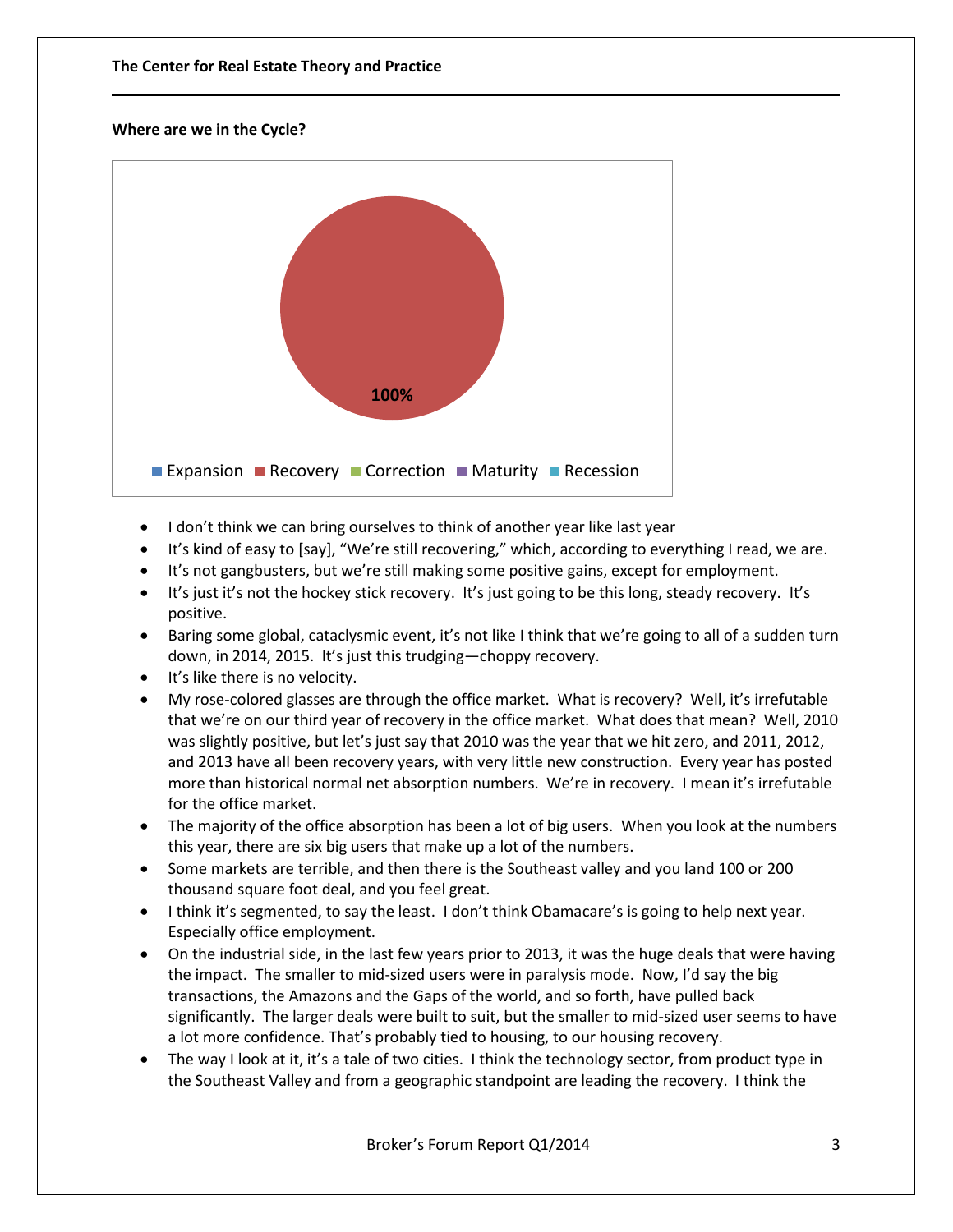**Where are we in the Cycle?**

100%

Expansion Recovery Correction Maturity Recession

- I don't think we can bring ourselves to think of another year like last year
- It's kind of easy to [say], "We're still recovering," which, according to everything I read, we are.
- It's not gangbusters, but we're still making some positive gains, except for employment.
- It's just it's not the hockey stick recovery. It's just going to be this long, steady recovery. It's positive.
- Baring some global, cataclysmic event, it's not like I think that we're going to all of a sudden turn down, in 2014, 2015. It's just this trudging—choppy recovery.
- It's like there is no velocity.
- My rose-colored glasses are through the office market. What is recovery? Well, it's irrefutable that we're on our third year of recovery in the office market. What does that mean? Well, 2010 was slightly positive, but let's just say that 2010 was the year that we hit zero, and 2011, 2012, and 2013 have all been recovery years, with very little new construction. Every year has posted more than historical normal net absorption numbers. We're in recovery. I mean it's irrefutable for the office market.
- The majority of the office absorption has been a lot of big users. When you look at the numbers this year, there are six big users that make up a lot of the numbers.
- Some markets are terrible, and then there is the Southeast valley and you land 100 or 200 thousand square foot deal, and you feel great.
- I think it's segmented, to say the least. I don't think Obamacare's is going to help next year. Especially office employment.
- On the industrial side, in the last few years prior to 2013, it was the huge deals that were having the impact. The smaller to mid-sized users were in paralysis mode. Now, I'd say the big transactions, the Amazons and the Gaps of the world, and so forth, have pulled back significantly. The larger deals were built to suit, but the smaller to mid-sized user seems to have a lot more confidence. That's probably tied to housing, to our housing recovery.
- The way I look at it, it's a tale of two cities. I think the technology sector, from product type in the Southeast Valley and from a geographic standpoint are leading the recovery. I think the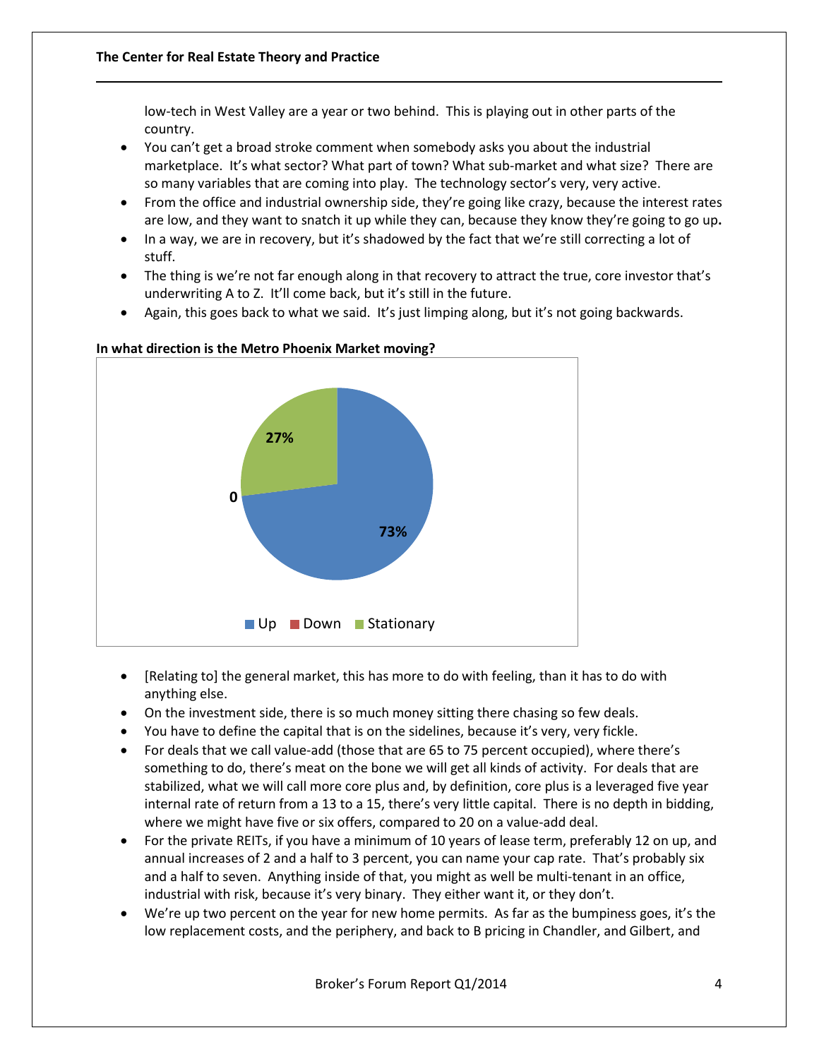low-tech in West Valley are a year or two behind. This is playing out in other parts of the country.

- You can't get a broad stroke comment when somebody asks you about the industrial marketplace. It's what sector? What part of town? What sub-market and what size? There are so many variables that are coming into play. The technology sector's very, very active.
- From the office and industrial ownership side, they're going like crazy, because the interest rates are low, and they want to snatch it up while they can, because they know they're going to go up**.**
- In a way, we are in recovery, but it's shadowed by the fact that we're still correcting a lot of stuff.
- The thing is we're not far enough along in that recovery to attract the true, core investor that's underwriting A to Z. It'll come back, but it's still in the future.
- Again, this goes back to what we said. It's just limping along, but it's not going backwards.

**In what direction is the Metro Phoenix Market moving?**

| Direction | Share |
|---|---|
| Up | 73% |
| Down | 0 |
| Stationary | 27% |

- [Relating to] the general market, this has more to do with feeling, than it has to do with anything else.
- On the investment side, there is so much money sitting there chasing so few deals.
- You have to define the capital that is on the sidelines, because it's very, very fickle.
- For deals that we call value-add (those that are 65 to 75 percent occupied), where there's something to do, there's meat on the bone we will get all kinds of activity. For deals that are stabilized, what we will call more core plus and, by definition, core plus is a leveraged five year internal rate of return from a 13 to a 15, there's very little capital. There is no depth in bidding, where we might have five or six offers, compared to 20 on a value-add deal.
- For the private REITs, if you have a minimum of 10 years of lease term, preferably 12 on up, and annual increases of 2 and a half to 3 percent, you can name your cap rate. That's probably six and a half to seven. Anything inside of that, you might as well be multi-tenant in an office, industrial with risk, because it's very binary. They either want it, or they don't.
- We're up two percent on the year for new home permits. As far as the bumpiness goes, it's the low replacement costs, and the periphery, and back to B pricing in Chandler, and Gilbert, and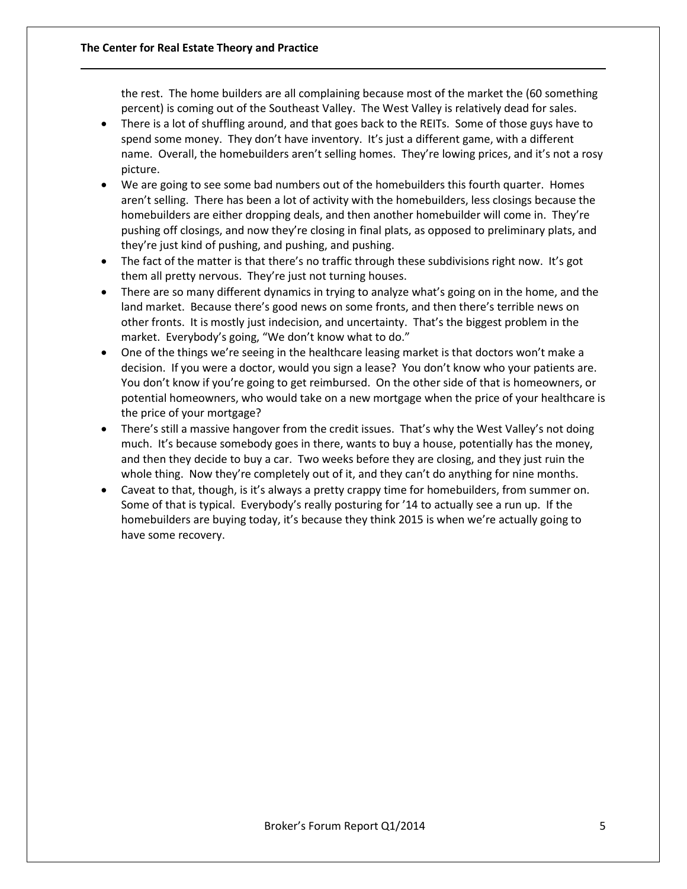the rest. The home builders are all complaining because most of the market the (60 something percent) is coming out of the Southeast Valley. The West Valley is relatively dead for sales.

- There is a lot of shuffling around, and that goes back to the REITs. Some of those guys have to spend some money. They don't have inventory. It's just a different game, with a different name. Overall, the homebuilders aren't selling homes. They're lowing prices, and it's not a rosy picture.
- We are going to see some bad numbers out of the homebuilders this fourth quarter. Homes aren't selling. There has been a lot of activity with the homebuilders, less closings because the homebuilders are either dropping deals, and then another homebuilder will come in. They're pushing off closings, and now they're closing in final plats, as opposed to preliminary plats, and they're just kind of pushing, and pushing, and pushing.
- The fact of the matter is that there's no traffic through these subdivisions right now. It's got them all pretty nervous. They're just not turning houses.
- There are so many different dynamics in trying to analyze what's going on in the home, and the land market. Because there's good news on some fronts, and then there's terrible news on other fronts. It is mostly just indecision, and uncertainty. That's the biggest problem in the market. Everybody's going, "We don't know what to do."
- One of the things we're seeing in the healthcare leasing market is that doctors won't make a decision. If you were a doctor, would you sign a lease? You don't know who your patients are. You don't know if you're going to get reimbursed. On the other side of that is homeowners, or potential homeowners, who would take on a new mortgage when the price of your healthcare is the price of your mortgage?
- There's still a massive hangover from the credit issues. That's why the West Valley's not doing much. It's because somebody goes in there, wants to buy a house, potentially has the money, and then they decide to buy a car. Two weeks before they are closing, and they just ruin the whole thing. Now they're completely out of it, and they can't do anything for nine months.
- Caveat to that, though, is it's always a pretty crappy time for homebuilders, from summer on. Some of that is typical. Everybody's really posturing for '14 to actually see a run up. If the homebuilders are buying today, it's because they think 2015 is when we're actually going to have some recovery.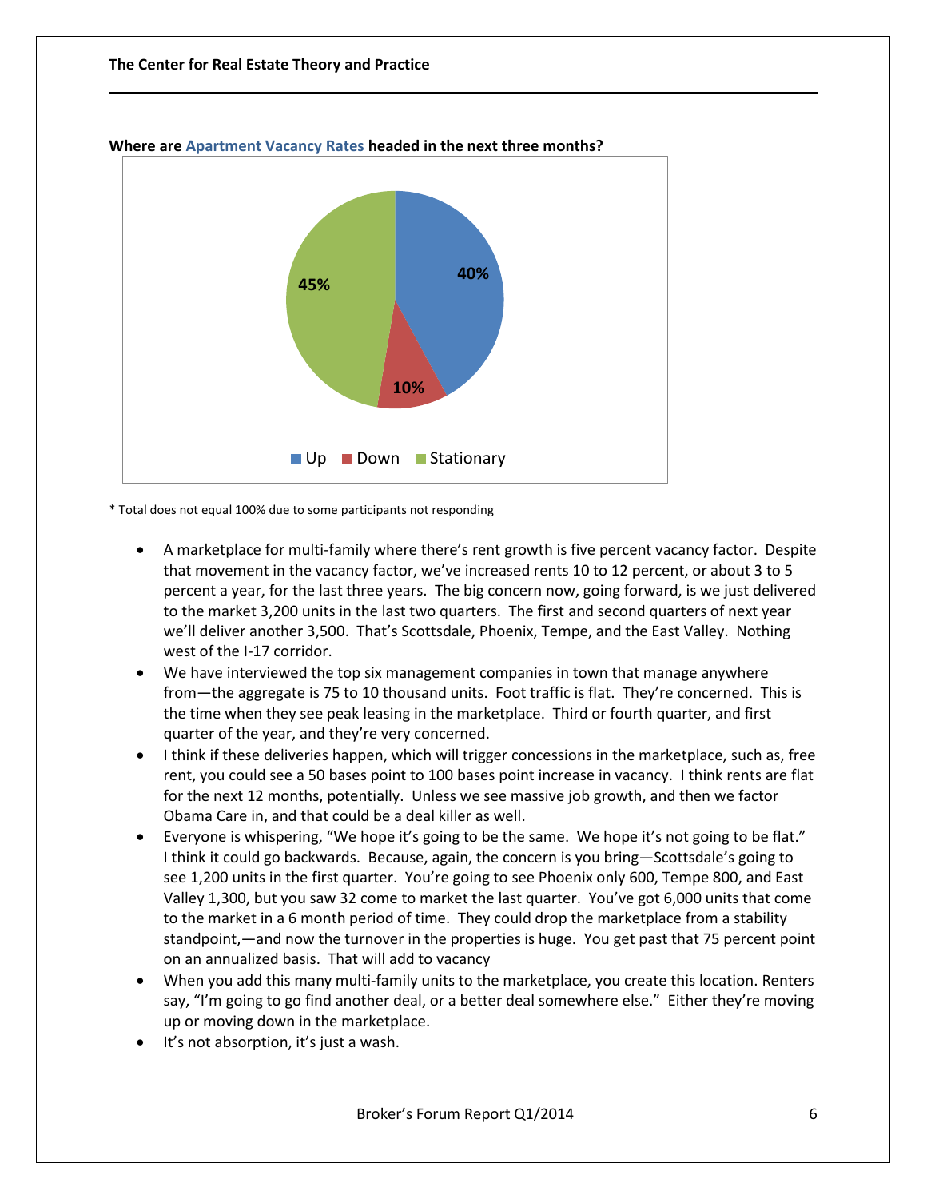**Where are Apartment Vacancy Rates headed in the next three months?**

| Response | Percentage |
| --- | --- |
| Up | 40% |
| Down | 10% |
| Stationary | 45% |

\* Total does not equal 100% due to some participants not responding

- A marketplace for multi-family where there's rent growth is five percent vacancy factor. Despite that movement in the vacancy factor, we've increased rents 10 to 12 percent, or about 3 to 5 percent a year, for the last three years. The big concern now, going forward, is we just delivered to the market 3,200 units in the last two quarters. The first and second quarters of next year we'll deliver another 3,500. That's Scottsdale, Phoenix, Tempe, and the East Valley. Nothing west of the I-17 corridor.
- We have interviewed the top six management companies in town that manage anywhere from—the aggregate is 75 to 10 thousand units. Foot traffic is flat. They're concerned. This is the time when they see peak leasing in the marketplace. Third or fourth quarter, and first quarter of the year, and they're very concerned.
- I think if these deliveries happen, which will trigger concessions in the marketplace, such as, free rent, you could see a 50 bases point to 100 bases point increase in vacancy. I think rents are flat for the next 12 months, potentially. Unless we see massive job growth, and then we factor Obama Care in, and that could be a deal killer as well.
- Everyone is whispering, "We hope it's going to be the same. We hope it's not going to be flat." I think it could go backwards. Because, again, the concern is you bring—Scottsdale's going to see 1,200 units in the first quarter. You're going to see Phoenix only 600, Tempe 800, and East Valley 1,300, but you saw 32 come to market the last quarter. You've got 6,000 units that come to the market in a 6 month period of time. They could drop the marketplace from a stability standpoint,—and now the turnover in the properties is huge. You get past that 75 percent point on an annualized basis. That will add to vacancy
- When you add this many multi-family units to the marketplace, you create this location. Renters say, "I'm going to go find another deal, or a better deal somewhere else." Either they're moving up or moving down in the marketplace.
- It's not absorption, it's just a wash.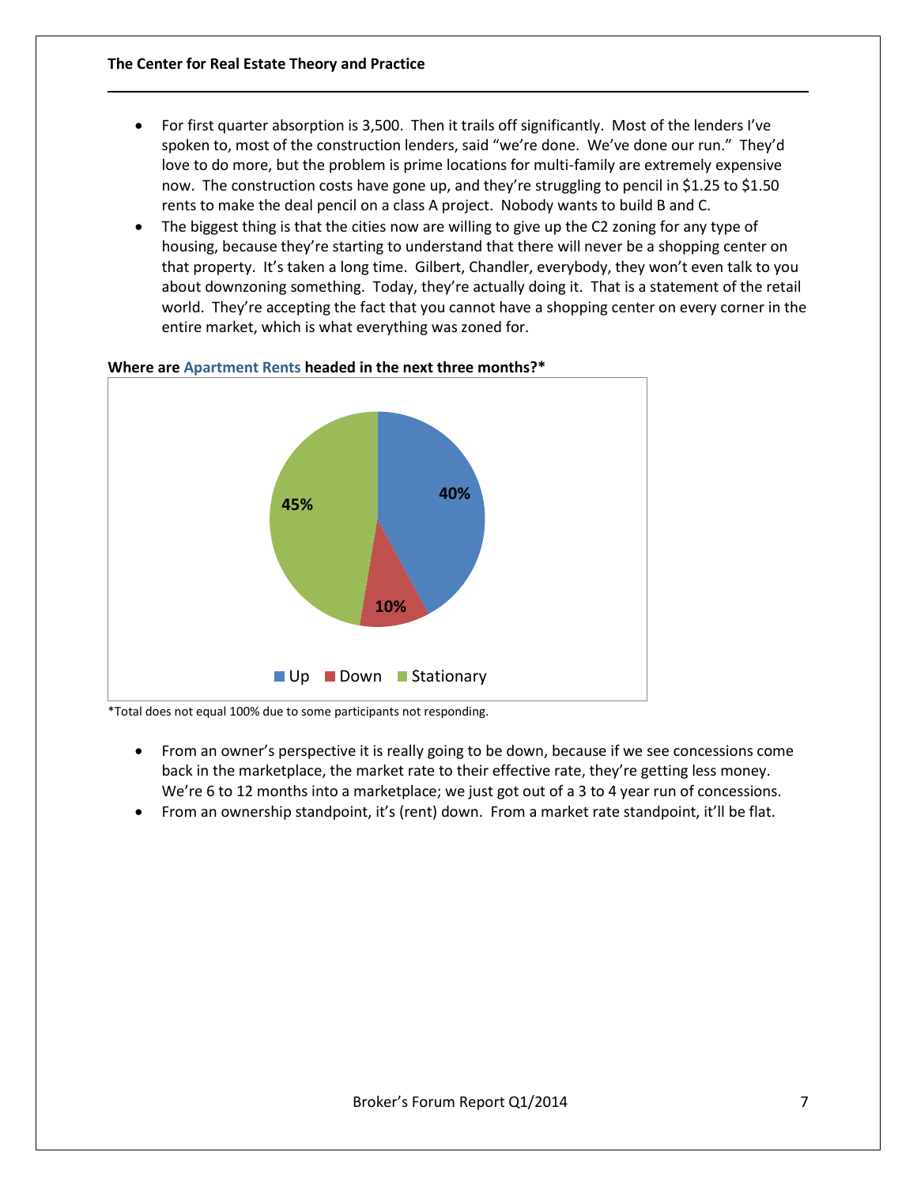- For first quarter absorption is 3,500. Then it trails off significantly. Most of the lenders I've spoken to, most of the construction lenders, said "we're done. We've done our run." They'd love to do more, but the problem is prime locations for multi-family are extremely expensive now. The construction costs have gone up, and they're struggling to pencil in $1.25 to $1.50 rents to make the deal pencil on a class A project. Nobody wants to build B and C.
- The biggest thing is that the cities now are willing to give up the C2 zoning for any type of housing, because they're starting to understand that there will never be a shopping center on that property. It's taken a long time. Gilbert, Chandler, everybody, they won't even talk to you about downzoning something. Today, they're actually doing it. That is a statement of the retail world. They're accepting the fact that you cannot have a shopping center on every corner in the entire market, which is what everything was zoned for.

**Where are Apartment Rents headed in the next three months?***

| Response | Percent |
|---|---|
| Up | 40% |
| Down | 10% |
| Stationary | 45% |

*Total does not equal 100% due to some participants not responding.

- From an owner's perspective it is really going to be down, because if we see concessions come back in the marketplace, the market rate to their effective rate, they're getting less money. We're 6 to 12 months into a marketplace; we just got out of a 3 to 4 year run of concessions.
- From an ownership standpoint, it's (rent) down. From a market rate standpoint, it'll be flat.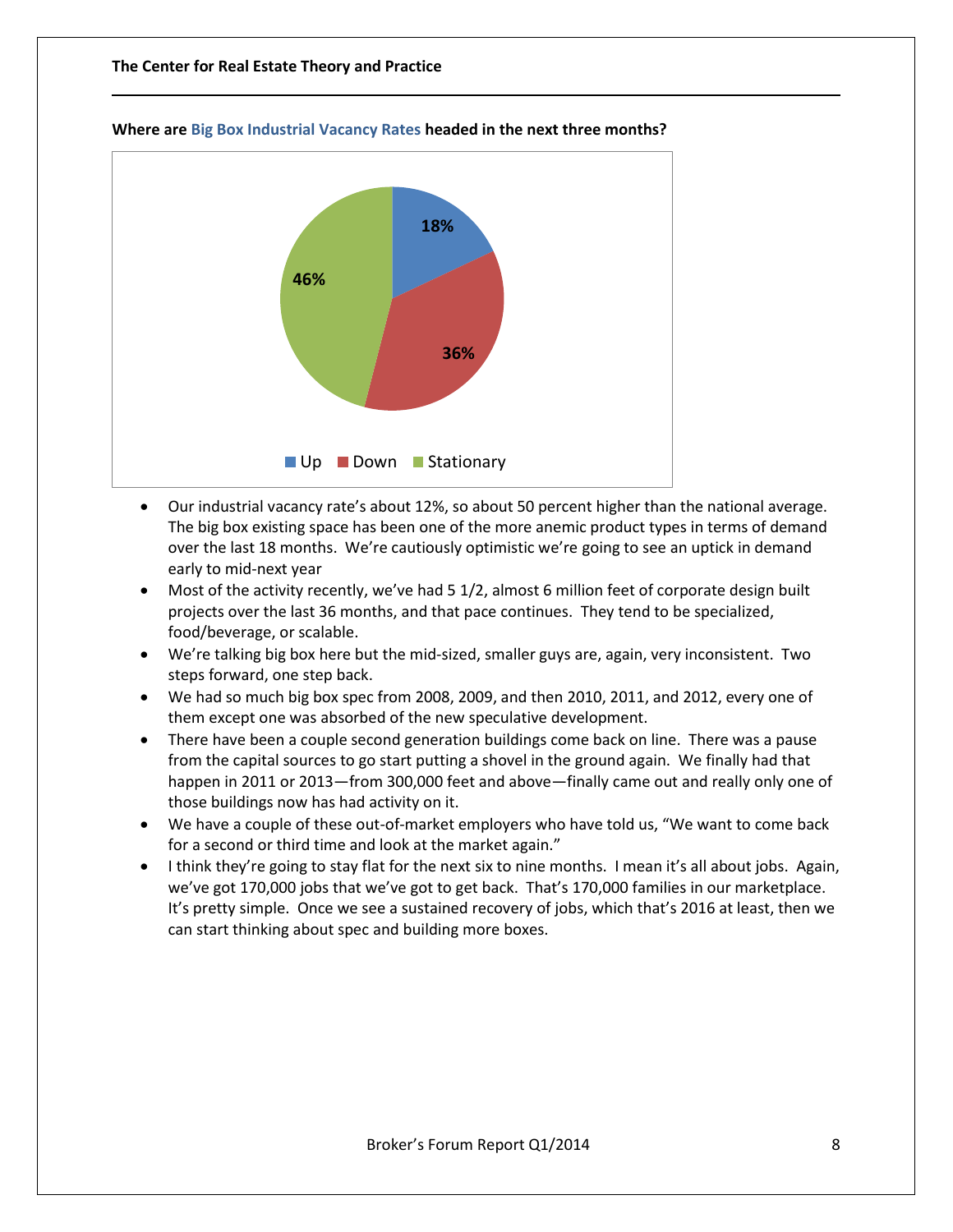**Where are Big Box Industrial Vacancy Rates headed in the next three months?**

| Up | Down | Stationary |
|---|---|---|
| 18% | 36% | 46% |

- Our industrial vacancy rate's about 12%, so about 50 percent higher than the national average. The big box existing space has been one of the more anemic product types in terms of demand over the last 18 months. We're cautiously optimistic we're going to see an uptick in demand early to mid-next year
- Most of the activity recently, we've had 5 1/2, almost 6 million feet of corporate design built projects over the last 36 months, and that pace continues. They tend to be specialized, food/beverage, or scalable.
- We're talking big box here but the mid-sized, smaller guys are, again, very inconsistent. Two steps forward, one step back.
- We had so much big box spec from 2008, 2009, and then 2010, 2011, and 2012, every one of them except one was absorbed of the new speculative development.
- There have been a couple second generation buildings come back on line. There was a pause from the capital sources to go start putting a shovel in the ground again. We finally had that happen in 2011 or 2013—from 300,000 feet and above—finally came out and really only one of those buildings now has had activity on it.
- We have a couple of these out-of-market employers who have told us, "We want to come back for a second or third time and look at the market again."
- I think they're going to stay flat for the next six to nine months. I mean it's all about jobs. Again, we've got 170,000 jobs that we've got to get back. That's 170,000 families in our marketplace. It's pretty simple. Once we see a sustained recovery of jobs, which that's 2016 at least, then we can start thinking about spec and building more boxes.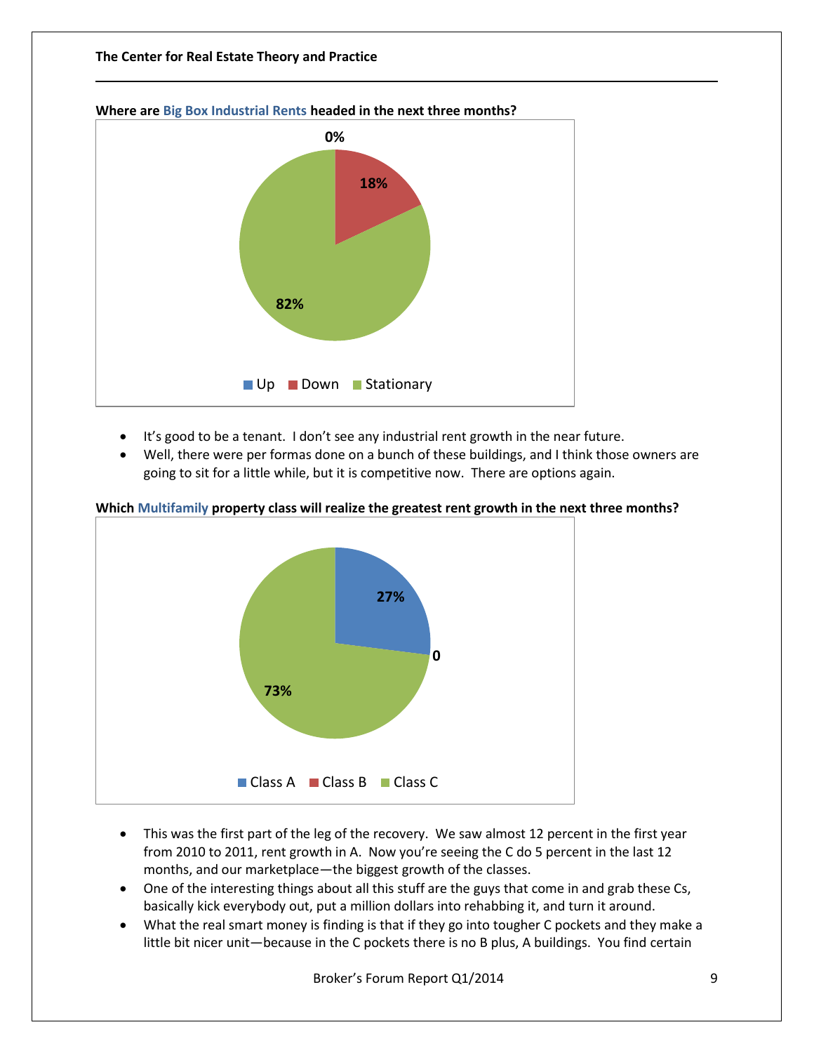**Where are Big Box Industrial Rents headed in the next three months?**

0%

18%

82%

Up  Down  Stationary

- It's good to be a tenant. I don't see any industrial rent growth in the near future.
- Well, there were per formas done on a bunch of these buildings, and I think those owners are going to sit for a little while, but it is competitive now. There are options again.

**Which Multifamily property class will realize the greatest rent growth in the next three months?**

27%

0

73%

Class A  Class B  Class C

- This was the first part of the leg of the recovery. We saw almost 12 percent in the first year from 2010 to 2011, rent growth in A. Now you're seeing the C do 5 percent in the last 12 months, and our marketplace—the biggest growth of the classes.
- One of the interesting things about all this stuff are the guys that come in and grab these Cs, basically kick everybody out, put a million dollars into rehabbing it, and turn it around.
- What the real smart money is finding is that if they go into tougher C pockets and they make a little bit nicer unit—because in the C pockets there is no B plus, A buildings. You find certain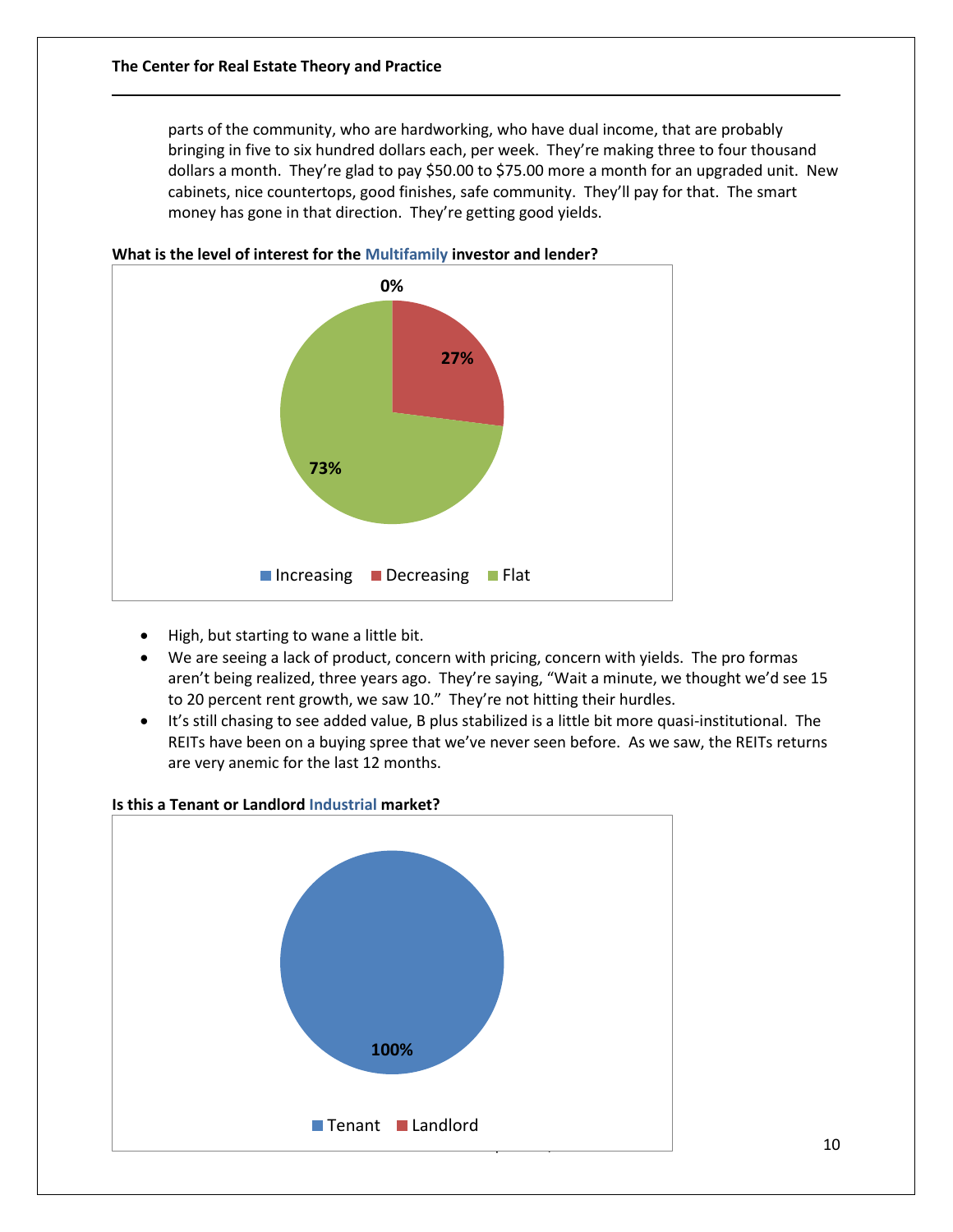parts of the community, who are hardworking, who have dual income, that are probably bringing in five to six hundred dollars each, per week. They're making three to four thousand dollars a month. They're glad to pay $50.00 to $75.00 more a month for an upgraded unit. New cabinets, nice countertops, good finishes, safe community. They'll pay for that. The smart money has gone in that direction. They're getting good yields.

**What is the level of interest for the Multifamily investor and lender?**

0%

27%

73%

Increasing Decreasing Flat

- High, but starting to wane a little bit.
- We are seeing a lack of product, concern with pricing, concern with yields. The pro formas aren't being realized, three years ago. They're saying, "Wait a minute, we thought we'd see 15 to 20 percent rent growth, we saw 10." They're not hitting their hurdles.
- It's still chasing to see added value, B plus stabilized is a little bit more quasi-institutional. The REITs have been on a buying spree that we've never seen before. As we saw, the REITs returns are very anemic for the last 12 months.

**Is this a Tenant or Landlord Industrial market?**

100%

Tenant Landlord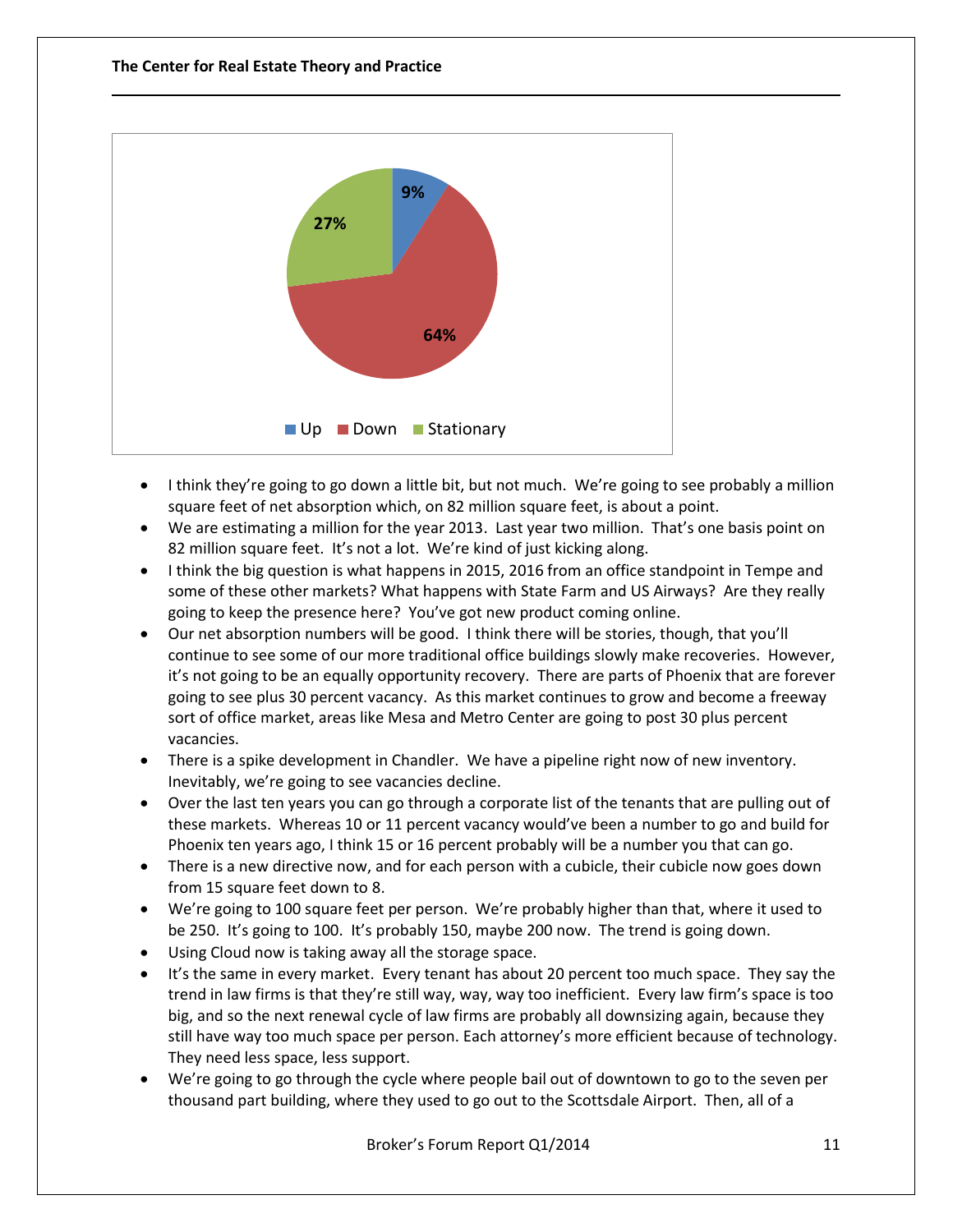| Up | Down | Stationary |
|---|---|---|
| 9% | 64% | 27% |

- I think they're going to go down a little bit, but not much. We're going to see probably a million square feet of net absorption which, on 82 million square feet, is about a point.
- We are estimating a million for the year 2013. Last year two million. That's one basis point on 82 million square feet. It's not a lot. We're kind of just kicking along.
- I think the big question is what happens in 2015, 2016 from an office standpoint in Tempe and some of these other markets? What happens with State Farm and US Airways? Are they really going to keep the presence here? You've got new product coming online.
- Our net absorption numbers will be good. I think there will be stories, though, that you'll continue to see some of our more traditional office buildings slowly make recoveries. However, it's not going to be an equally opportunity recovery. There are parts of Phoenix that are forever going to see plus 30 percent vacancy. As this market continues to grow and become a freeway sort of office market, areas like Mesa and Metro Center are going to post 30 plus percent vacancies.
- There is a spike development in Chandler. We have a pipeline right now of new inventory. Inevitably, we're going to see vacancies decline.
- Over the last ten years you can go through a corporate list of the tenants that are pulling out of these markets. Whereas 10 or 11 percent vacancy would've been a number to go and build for Phoenix ten years ago, I think 15 or 16 percent probably will be a number you that can go.
- There is a new directive now, and for each person with a cubicle, their cubicle now goes down from 15 square feet down to 8.
- We're going to 100 square feet per person. We're probably higher than that, where it used to be 250. It's going to 100. It's probably 150, maybe 200 now. The trend is going down.
- Using Cloud now is taking away all the storage space.
- It's the same in every market. Every tenant has about 20 percent too much space. They say the trend in law firms is that they're still way, way, way too inefficient. Every law firm's space is too big, and so the next renewal cycle of law firms are probably all downsizing again, because they still have way too much space per person. Each attorney's more efficient because of technology. They need less space, less support.
- We're going to go through the cycle where people bail out of downtown to go to the seven per thousand part building, where they used to go out to the Scottsdale Airport. Then, all of a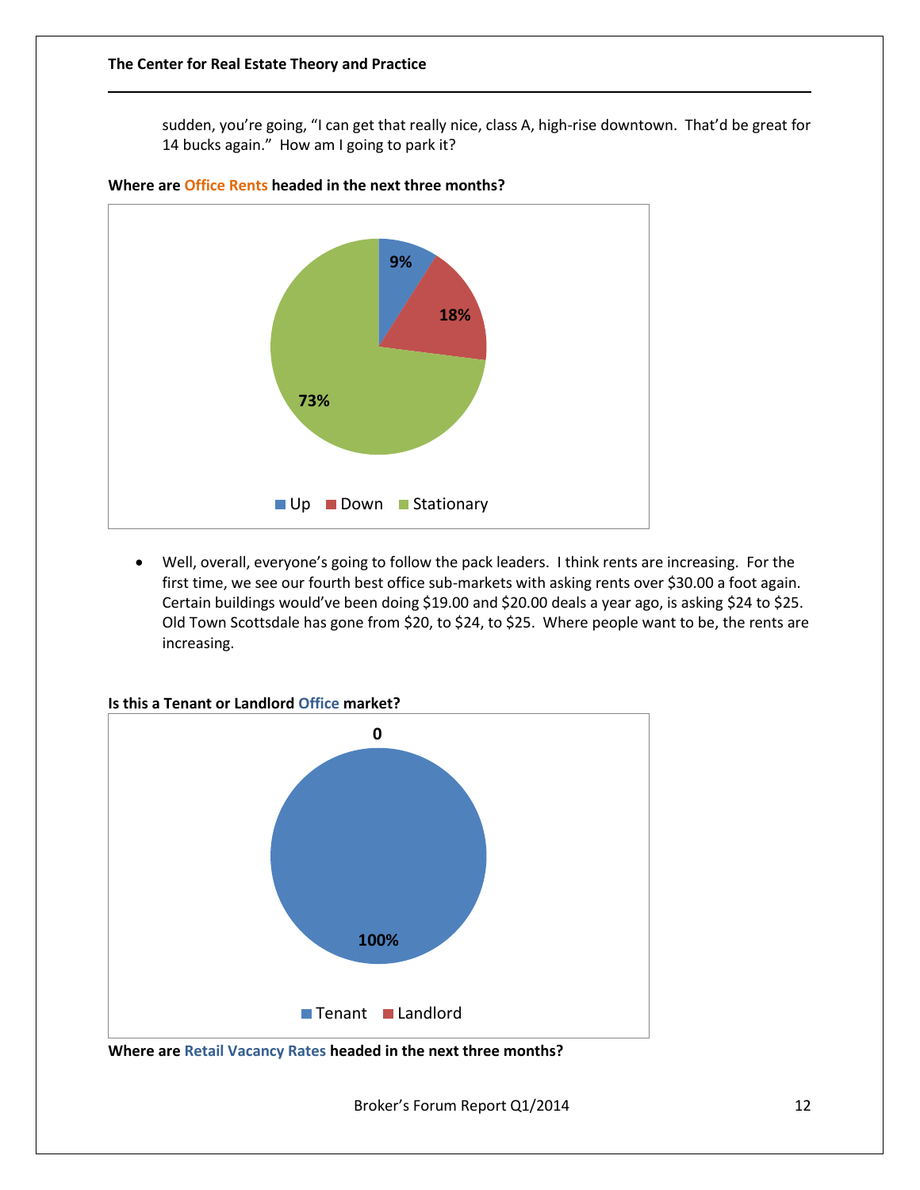sudden, you're going, "I can get that really nice, class A, high-rise downtown. That'd be great for 14 bucks again." How am I going to park it?

**Where are Office Rents headed in the next three months?**

9%

18%

73%

Up Down Stationary

- Well, overall, everyone's going to follow the pack leaders. I think rents are increasing. For the first time, we see our fourth best office sub-markets with asking rents over $30.00 a foot again. Certain buildings would've been doing $19.00 and $20.00 deals a year ago, is asking $24 to $25. Old Town Scottsdale has gone from $20, to $24, to $25. Where people want to be, the rents are increasing.

**Is this a Tenant or Landlord Office market?**

0

100%

Tenant Landlord

**Where are Retail Vacancy Rates headed in the next three months?**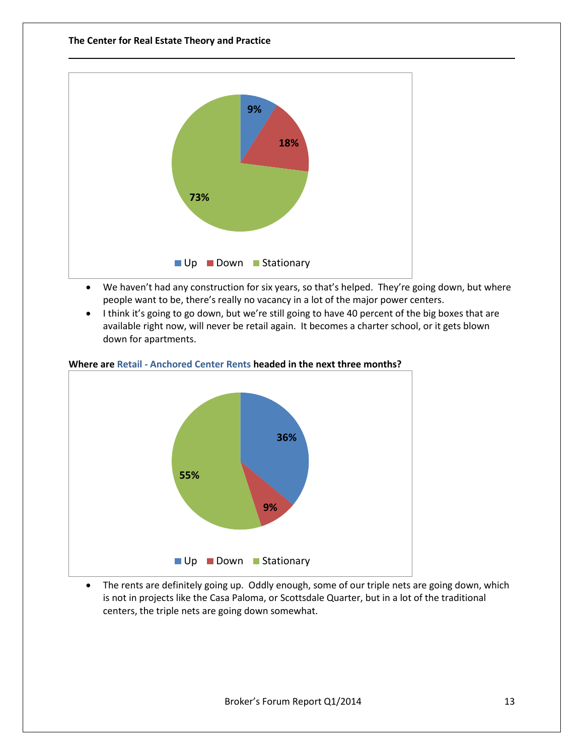- We haven't had any construction for six years, so that's helped. They're going down, but where people want to be, there's really no vacancy in a lot of the major power centers.
- I think it's going to go down, but we're still going to have 40 percent of the big boxes that are available right now, will never be retail again. It becomes a charter school, or it gets blown down for apartments.

**Where are Retail - Anchored Center Rents headed in the next three months?**

- The rents are definitely going up. Oddly enough, some of our triple nets are going down, which is not in projects like the Casa Paloma, or Scottsdale Quarter, but in a lot of the traditional centers, the triple nets are going down somewhat.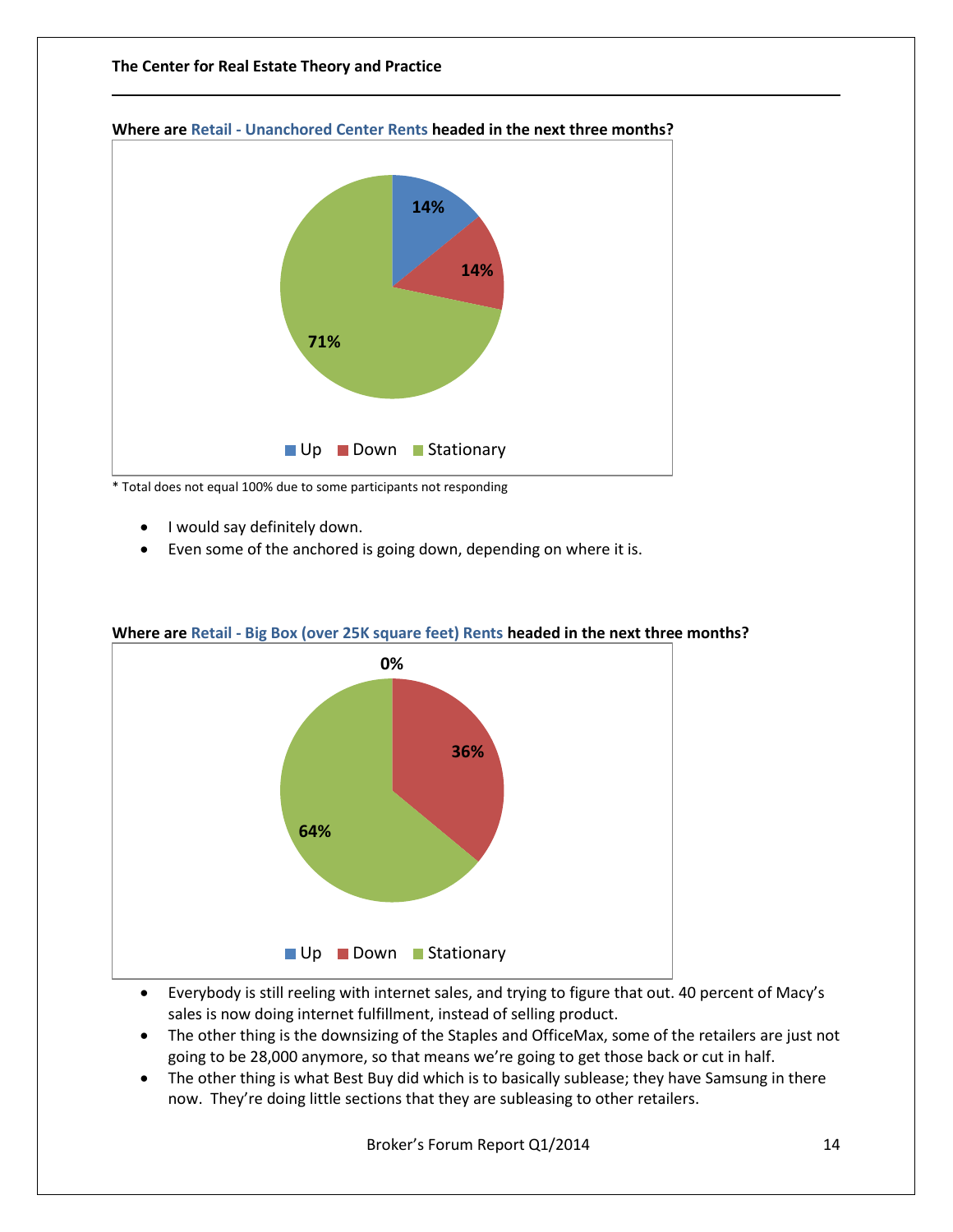**Where are Retail - Unanchored Center Rents headed in the next three months?**

| Up | Down | Stationary |
|---|---|---|
| 14% | 14% | 71% |

\* Total does not equal 100% due to some participants not responding

- I would say definitely down.
- Even some of the anchored is going down, depending on where it is.

**Where are Retail - Big Box (over 25K square feet) Rents headed in the next three months?**

| Up | Down | Stationary |
|---|---|---|
| 0% | 36% | 64% |

- Everybody is still reeling with internet sales, and trying to figure that out. 40 percent of Macy's sales is now doing internet fulfillment, instead of selling product.
- The other thing is the downsizing of the Staples and OfficeMax, some of the retailers are just not going to be 28,000 anymore, so that means we're going to get those back or cut in half.
- The other thing is what Best Buy did which is to basically sublease; they have Samsung in there now. They're doing little sections that they are subleasing to other retailers.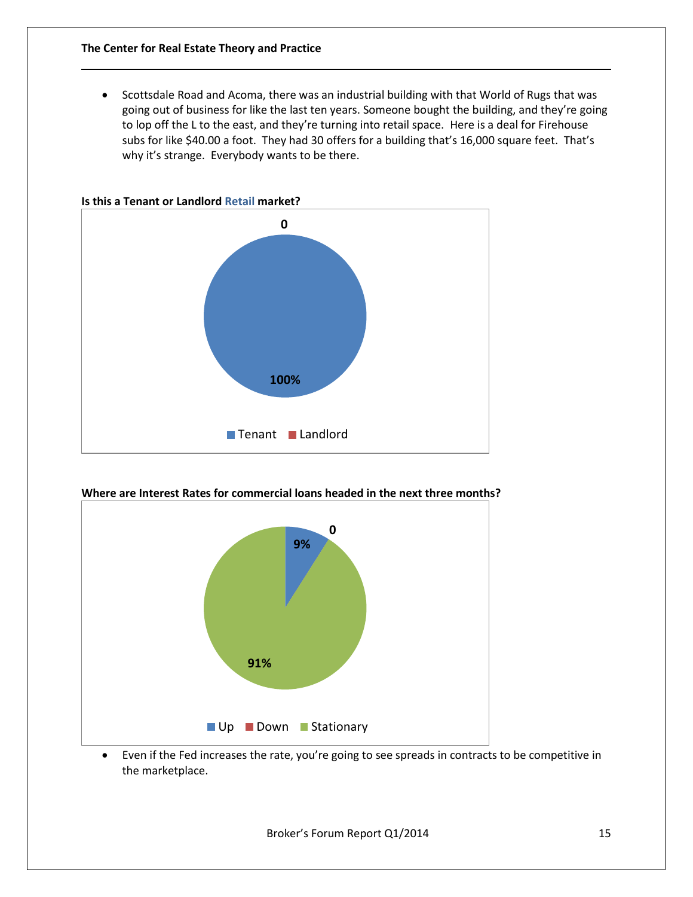- Scottsdale Road and Acoma, there was an industrial building with that World of Rugs that was going out of business for like the last ten years. Someone bought the building, and they're going to lop off the L to the east, and they're turning into retail space. Here is a deal for Firehouse subs for like $40.00 a foot. They had 30 offers for a building that's 16,000 square feet. That's why it's strange. Everybody wants to be there.

**Is this a Tenant or Landlord Retail market?**

| Response | Percentage |
|---|---|
| Tenant | 100% |
| Landlord | 0 |

**Where are Interest Rates for commercial loans headed in the next three months?**

| Response | Percentage |
|---|---|
| Up | 9% |
| Down | 0 |
| Stationary | 91% |

- Even if the Fed increases the rate, you're going to see spreads in contracts to be competitive in the marketplace.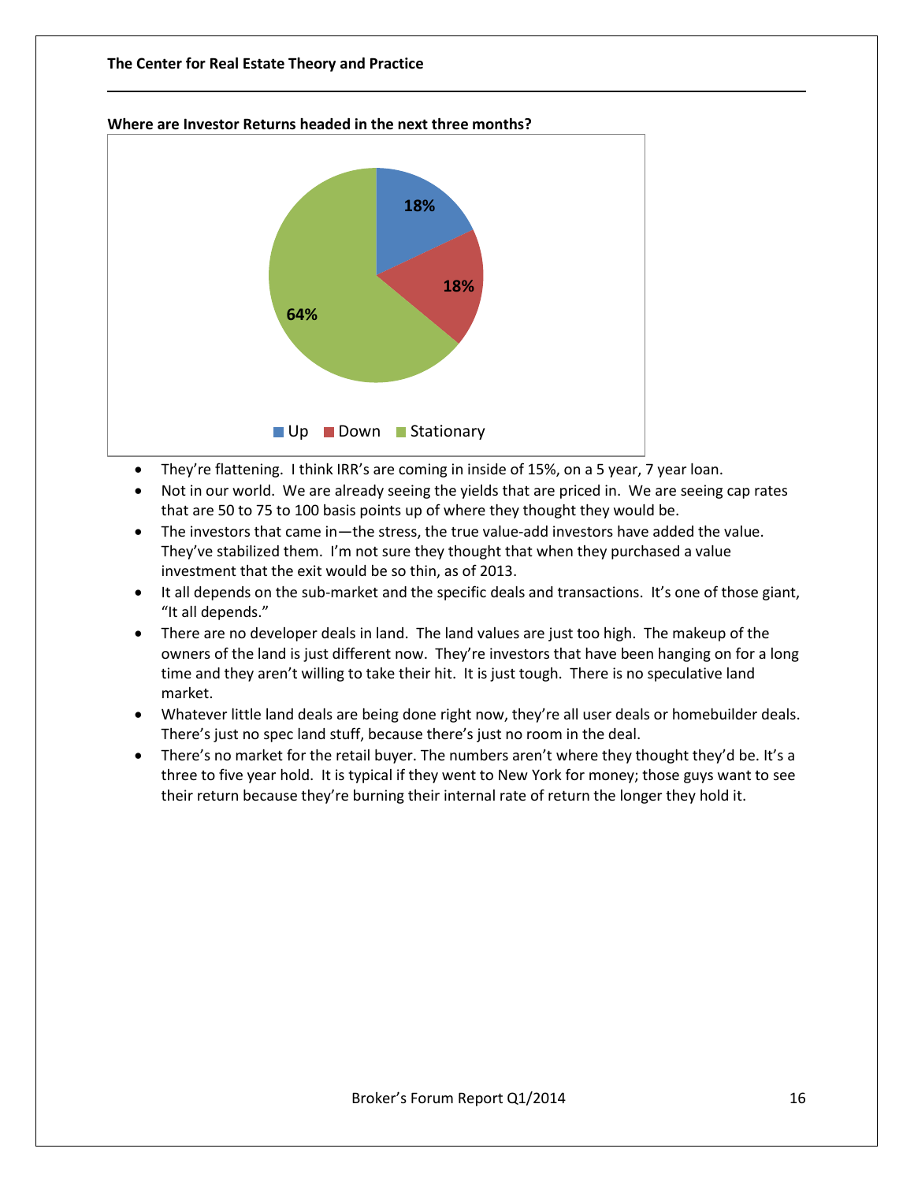**Where are Investor Returns headed in the next three months?**

| Up | Down | Stationary |
|---|---|---|
| 18% | 18% | 64% |

- They're flattening. I think IRR's are coming in inside of 15%, on a 5 year, 7 year loan.
- Not in our world. We are already seeing the yields that are priced in. We are seeing cap rates that are 50 to 75 to 100 basis points up of where they thought they would be.
- The investors that came in—the stress, the true value-add investors have added the value. They've stabilized them. I'm not sure they thought that when they purchased a value investment that the exit would be so thin, as of 2013.
- It all depends on the sub-market and the specific deals and transactions. It's one of those giant, "It all depends."
- There are no developer deals in land. The land values are just too high. The makeup of the owners of the land is just different now. They're investors that have been hanging on for a long time and they aren't willing to take their hit. It is just tough. There is no speculative land market.
- Whatever little land deals are being done right now, they're all user deals or homebuilder deals. There's just no spec land stuff, because there's just no room in the deal.
- There's no market for the retail buyer. The numbers aren't where they thought they'd be. It's a three to five year hold. It is typical if they went to New York for money; those guys want to see their return because they're burning their internal rate of return the longer they hold it.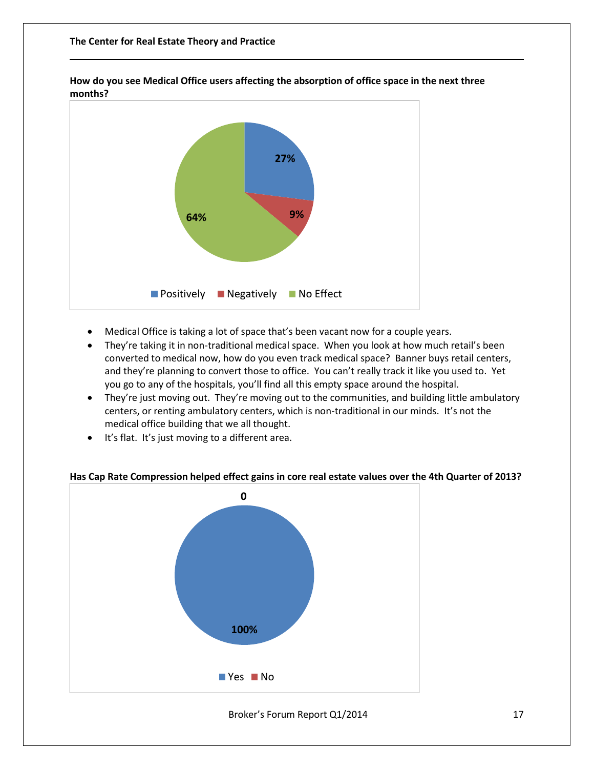**How do you see Medical Office users affecting the absorption of office space in the next three months?**

| Response | Percentage |
|---|---|
| Positively | 27% |
| Negatively | 9% |
| No Effect | 64% |

- Medical Office is taking a lot of space that's been vacant now for a couple years.
- They're taking it in non-traditional medical space. When you look at how much retail's been converted to medical now, how do you even track medical space? Banner buys retail centers, and they're planning to convert those to office. You can't really track it like you used to. Yet you go to any of the hospitals, you'll find all this empty space around the hospital.
- They're just moving out. They're moving out to the communities, and building little ambulatory centers, or renting ambulatory centers, which is non-traditional in our minds. It's not the medical office building that we all thought.
- It's flat. It's just moving to a different area.

**Has Cap Rate Compression helped effect gains in core real estate values over the 4th Quarter of 2013?**

| Response | Percentage |
|---|---|
| Yes | 100% |
| No | 0 |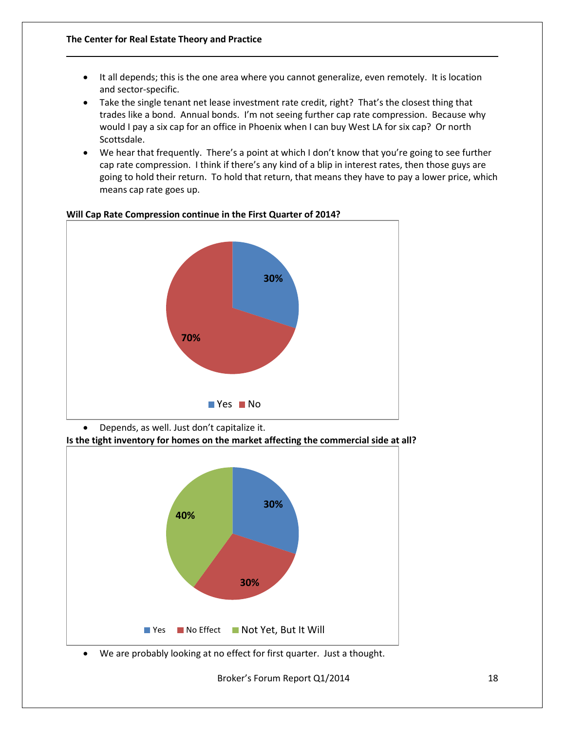- It all depends; this is the one area where you cannot generalize, even remotely. It is location and sector-specific.
- Take the single tenant net lease investment rate credit, right? That's the closest thing that trades like a bond. Annual bonds. I'm not seeing further cap rate compression. Because why would I pay a six cap for an office in Phoenix when I can buy West LA for six cap? Or north Scottsdale.
- We hear that frequently. There's a point at which I don't know that you're going to see further cap rate compression. I think if there's any kind of a blip in interest rates, then those guys are going to hold their return. To hold that return, that means they have to pay a lower price, which means cap rate goes up.

**Will Cap Rate Compression continue in the First Quarter of 2014?**

| Response | Percentage |
|---|---|
| Yes | 30% |
| No | 70% |

- Depends, as well. Just don't capitalize it.

**Is the tight inventory for homes on the market affecting the commercial side at all?**

| Response | Percentage |
|---|---|
| Yes | 30% |
| No Effect | 30% |
| Not Yet, But It Will | 40% |

- We are probably looking at no effect for first quarter. Just a thought.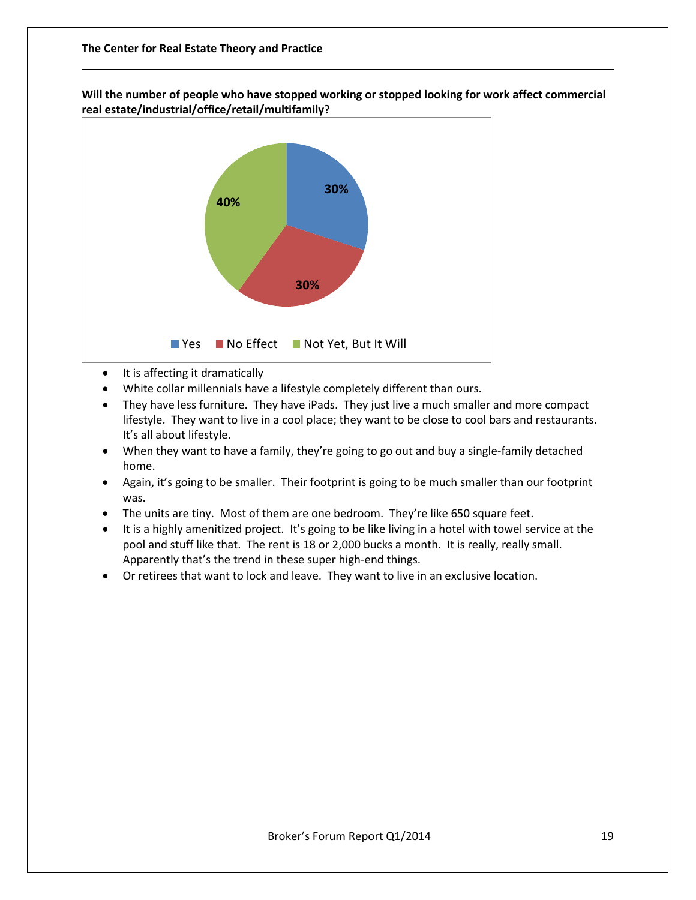**Will the number of people who have stopped working or stopped looking for work affect commercial real estate/industrial/office/retail/multifamily?**

| Response | Percent |
|---|---|
| Yes | 30% |
| No Effect | 30% |
| Not Yet, But It Will | 40% |

- It is affecting it dramatically
- White collar millennials have a lifestyle completely different than ours.
- They have less furniture. They have iPads. They just live a much smaller and more compact lifestyle. They want to live in a cool place; they want to be close to cool bars and restaurants. It's all about lifestyle.
- When they want to have a family, they're going to go out and buy a single-family detached home.
- Again, it's going to be smaller. Their footprint is going to be much smaller than our footprint was.
- The units are tiny. Most of them are one bedroom. They're like 650 square feet.
- It is a highly amenitized project. It's going to be like living in a hotel with towel service at the pool and stuff like that. The rent is 18 or 2,000 bucks a month. It is really, really small. Apparently that's the trend in these super high-end things.
- Or retirees that want to lock and leave. They want to live in an exclusive location.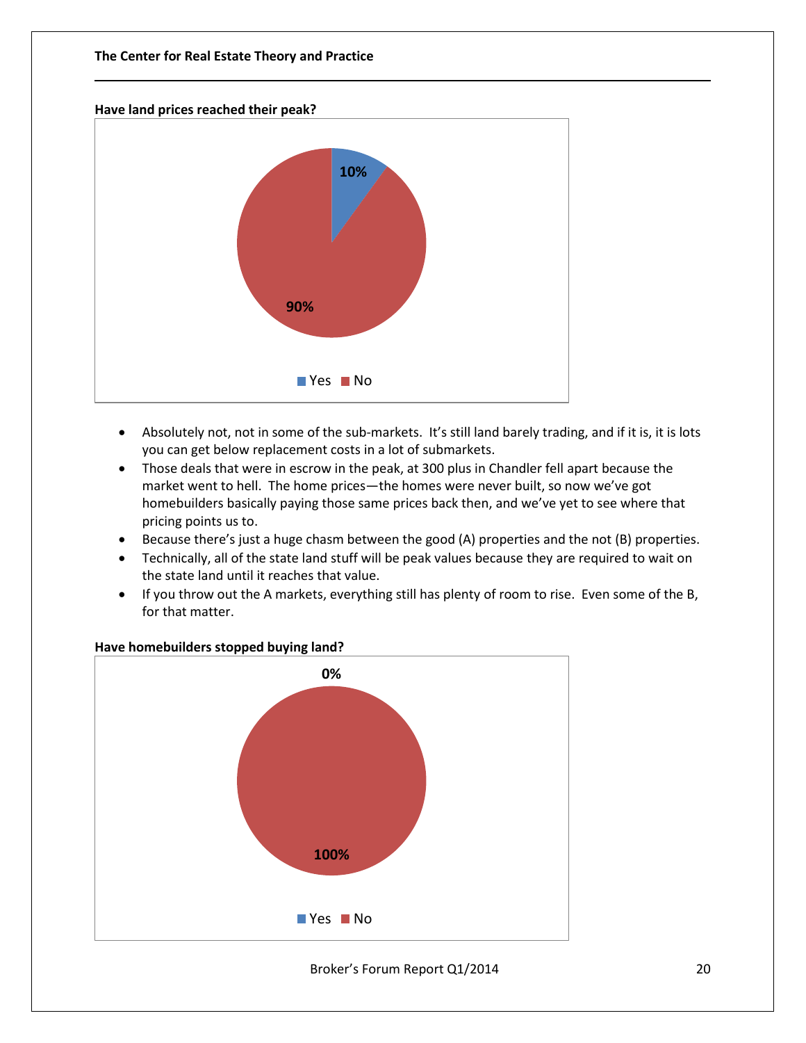**Have land prices reached their peak?**

10%

90%

Yes No

- Absolutely not, not in some of the sub-markets. It's still land barely trading, and if it is, it is lots you can get below replacement costs in a lot of submarkets.
- Those deals that were in escrow in the peak, at 300 plus in Chandler fell apart because the market went to hell. The home prices—the homes were never built, so now we've got homebuilders basically paying those same prices back then, and we've yet to see where that pricing points us to.
- Because there's just a huge chasm between the good (A) properties and the not (B) properties.
- Technically, all of the state land stuff will be peak values because they are required to wait on the state land until it reaches that value.
- If you throw out the A markets, everything still has plenty of room to rise. Even some of the B, for that matter.

**Have homebuilders stopped buying land?**

0%

100%

Yes No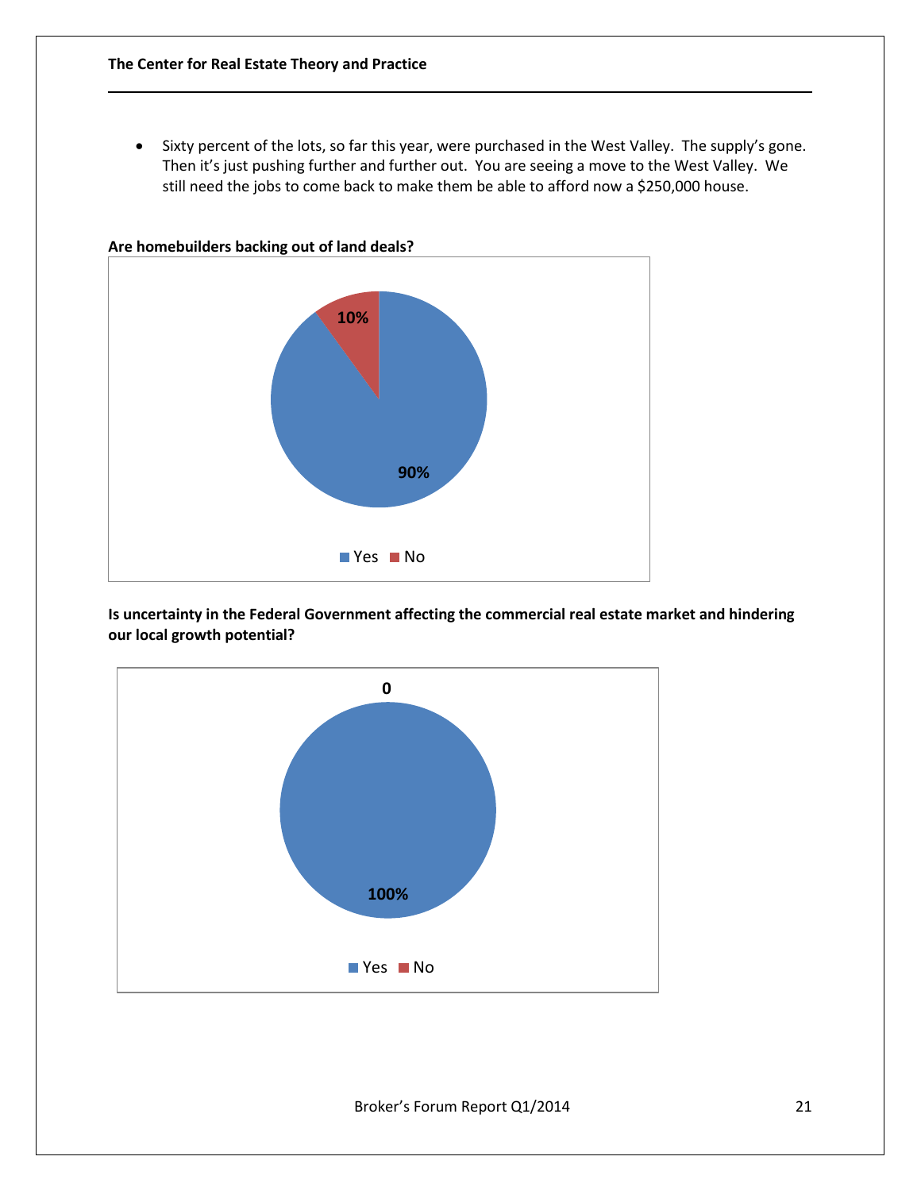- Sixty percent of the lots, so far this year, were purchased in the West Valley. The supply's gone. Then it's just pushing further and further out. You are seeing a move to the West Valley. We still need the jobs to come back to make them be able to afford now a $250,000 house.

**Are homebuilders backing out of land deals?**

10%

90%

Yes No

**Is uncertainty in the Federal Government affecting the commercial real estate market and hindering our local growth potential?**

0

100%

Yes No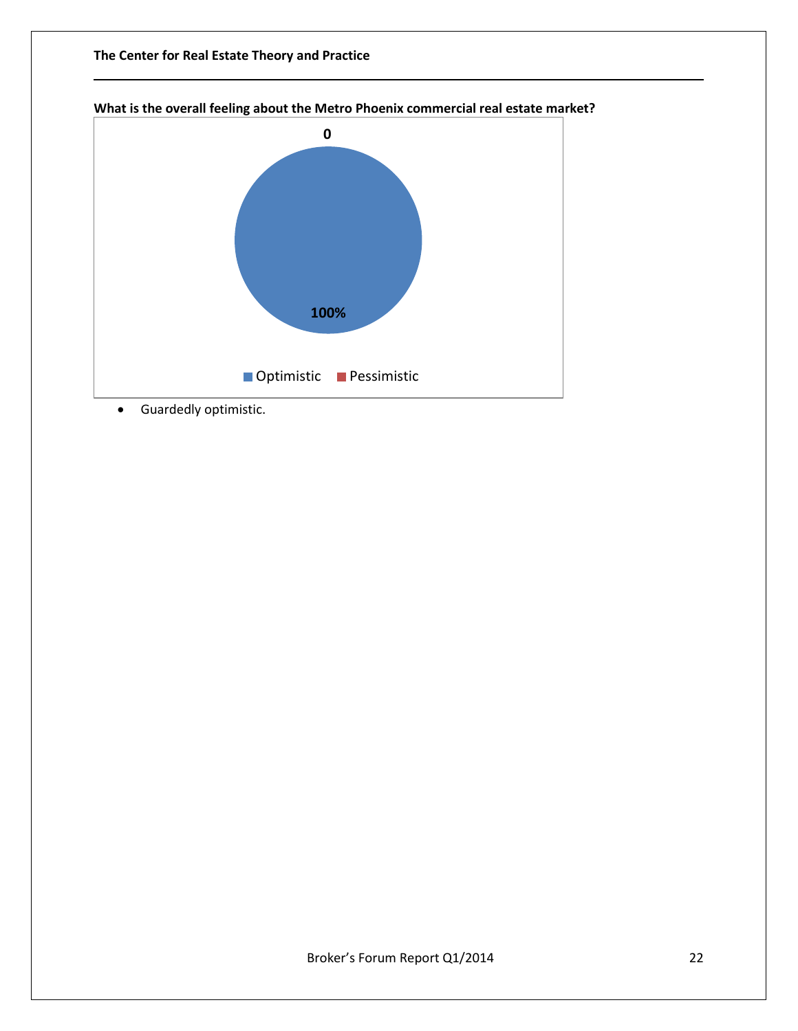**What is the overall feeling about the Metro Phoenix commercial real estate market?**

0

100%

Optimistic
Pessimistic

- Guardedly optimistic.